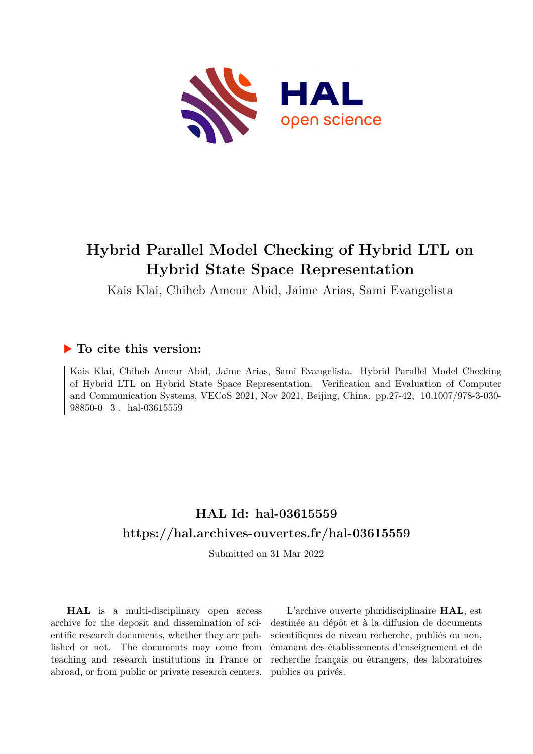# Hybrid Parallel Model Checking of Hybrid LTL on Hybrid State Space Representation

Kais Klai, Chiheb Ameur Abid, Jaime Arias, Sami Evangelista

## ▶ To cite this version:

Kais Klai, Chiheb Ameur Abid, Jaime Arias, Sami Evangelista. Hybrid Parallel Model Checking of Hybrid LTL on Hybrid State Space Representation. Verification and Evaluation of Computer and Communication Systems, VECoS 2021, Nov 2021, Beijing, China. pp.27-42, 10.1007/978-3-030-98850-0_3 . hal-03615559

## HAL Id: hal-03615559

## https://hal.archives-ouvertes.fr/hal-03615559

Submitted on 31 Mar 2022

**HAL** is a multi-disciplinary open access archive for the deposit and dissemination of scientific research documents, whether they are published or not. The documents may come from teaching and research institutions in France or abroad, or from public or private research centers.

L'archive ouverte pluridisciplinaire **HAL**, est destinée au dépôt et à la diffusion de documents scientifiques de niveau recherche, publiés ou non, émanant des établissements d'enseignement et de recherche français ou étrangers, des laboratoires publics ou privés.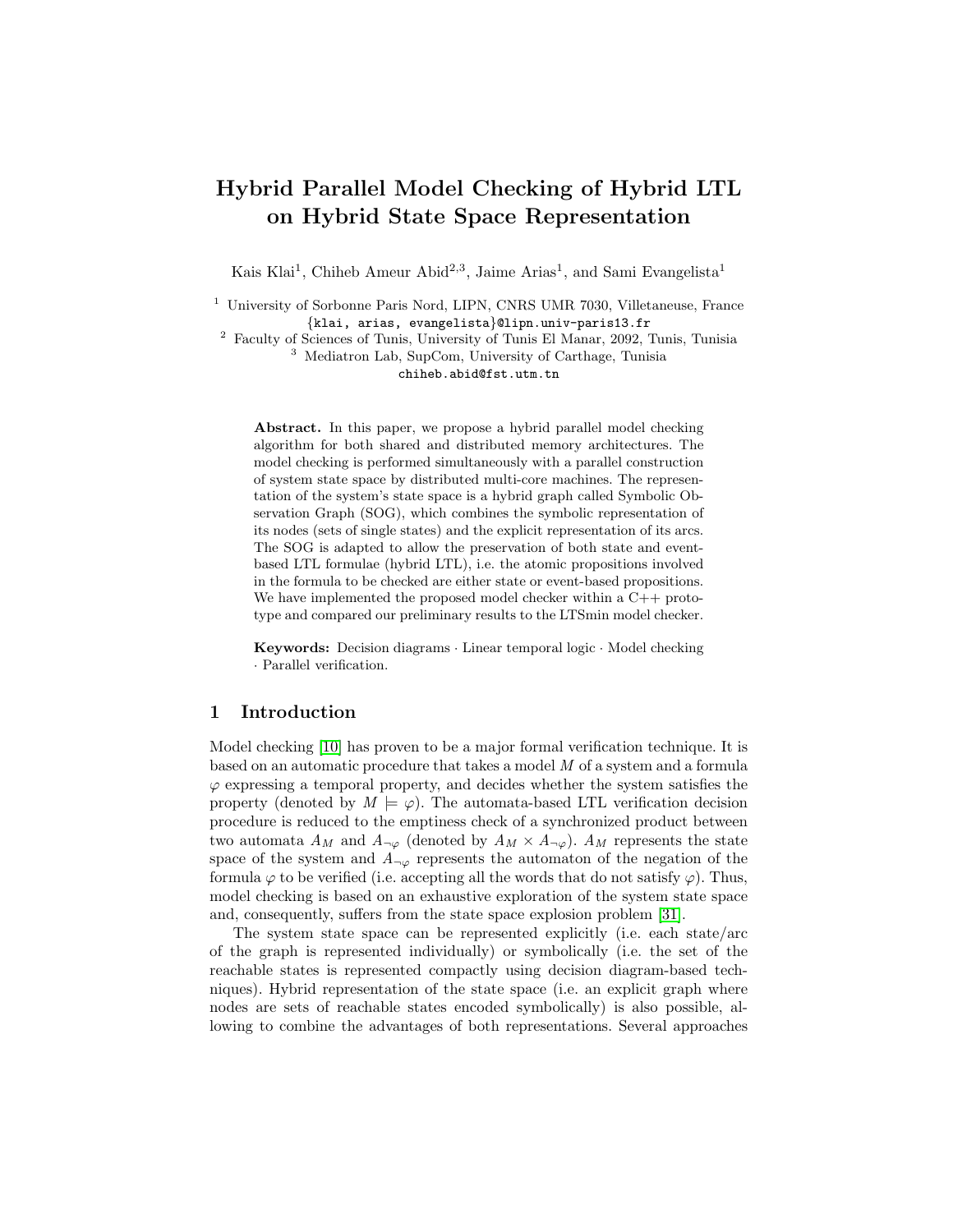# Hybrid Parallel Model Checking of Hybrid LTL on Hybrid State Space Representation

Kais Klai[1], Chiheb Ameur Abid[2,3], Jaime Arias[1], and Sami Evangelista[1]

[1] University of Sorbonne Paris Nord, LIPN, CNRS UMR 7030, Villetaneuse, France
{klai, arias, evangelista}@lipn.univ-paris13.fr

[2] Faculty of Sciences of Tunis, University of Tunis El Manar, 2092, Tunis, Tunisia

[3] Mediatron Lab, SupCom, University of Carthage, Tunisia
chiheb.abid@fst.utm.tn

**Abstract.** In this paper, we propose a hybrid parallel model checking algorithm for both shared and distributed memory architectures. The model checking is performed simultaneously with a parallel construction of system state space by distributed multi-core machines. The representation of the system's state space is a hybrid graph called Symbolic Observation Graph (SOG), which combines the symbolic representation of its nodes (sets of single states) and the explicit representation of its arcs. The SOG is adapted to allow the preservation of both state and event-based LTL formulae (hybrid LTL), i.e. the atomic propositions involved in the formula to be checked are either state or event-based propositions. We have implemented the proposed model checker within a C++ prototype and compared our preliminary results to the LTSmin model checker.

**Keywords:** Decision diagrams · Linear temporal logic · Model checking · Parallel verification.

## 1 Introduction

Model checking [10] has proven to be a major formal verification technique. It is based on an automatic procedure that takes a model $M$ of a system and a formula $\varphi$ expressing a temporal property, and decides whether the system satisfies the property (denoted by $M \models \varphi$). The automata-based LTL verification decision procedure is reduced to the emptiness check of a synchronized product between two automata $A_M$ and $A_{\neg\varphi}$ (denoted by $A_M \times A_{\neg\varphi}$). $A_M$ represents the state space of the system and $A_{\neg\varphi}$ represents the automaton of the negation of the formula $\varphi$ to be verified (i.e. accepting all the words that do not satisfy $\varphi$). Thus, model checking is based on an exhaustive exploration of the system state space and, consequently, suffers from the state space explosion problem [31].

The system state space can be represented explicitly (i.e. each state/arc of the graph is represented individually) or symbolically (i.e. the set of the reachable states is represented compactly using decision diagram-based techniques). Hybrid representation of the state space (i.e. an explicit graph where nodes are sets of reachable states encoded symbolically) is also possible, allowing to combine the advantages of both representations. Several approaches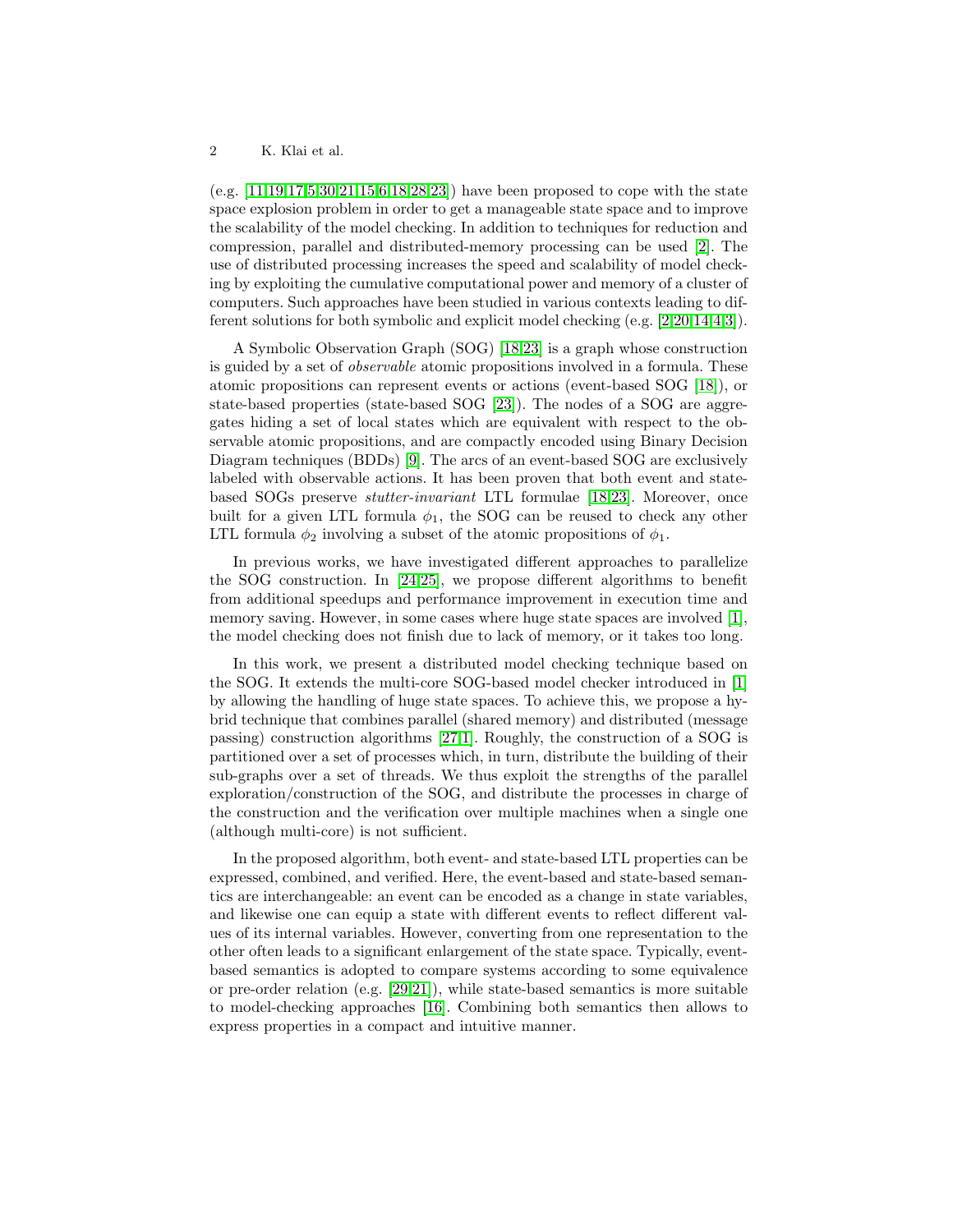(e.g. [11,19,17,5,30,21,15,6,18,28,23]) have been proposed to cope with the state space explosion problem in order to get a manageable state space and to improve the scalability of the model checking. In addition to techniques for reduction and compression, parallel and distributed-memory processing can be used [2]. The use of distributed processing increases the speed and scalability of model checking by exploiting the cumulative computational power and memory of a cluster of computers. Such approaches have been studied in various contexts leading to different solutions for both symbolic and explicit model checking (e.g. [2,20,14,4,3]).

A Symbolic Observation Graph (SOG) [18,23] is a graph whose construction is guided by a set of *observable* atomic propositions involved in a formula. These atomic propositions can represent events or actions (event-based SOG [18]), or state-based properties (state-based SOG [23]). The nodes of a SOG are aggregates hiding a set of local states which are equivalent with respect to the observable atomic propositions, and are compactly encoded using Binary Decision Diagram techniques (BDDs) [9]. The arcs of an event-based SOG are exclusively labeled with observable actions. It has been proven that both event and state-based SOGs preserve *stutter-invariant* LTL formulae [18,23]. Moreover, once built for a given LTL formula $\phi_1$, the SOG can be reused to check any other LTL formula $\phi_2$ involving a subset of the atomic propositions of $\phi_1$.

In previous works, we have investigated different approaches to parallelize the SOG construction. In [24,25], we propose different algorithms to benefit from additional speedups and performance improvement in execution time and memory saving. However, in some cases where huge state spaces are involved [1], the model checking does not finish due to lack of memory, or it takes too long.

In this work, we present a distributed model checking technique based on the SOG. It extends the multi-core SOG-based model checker introduced in [1] by allowing the handling of huge state spaces. To achieve this, we propose a hybrid technique that combines parallel (shared memory) and distributed (message passing) construction algorithms [27,1]. Roughly, the construction of a SOG is partitioned over a set of processes which, in turn, distribute the building of their sub-graphs over a set of threads. We thus exploit the strengths of the parallel exploration/construction of the SOG, and distribute the processes in charge of the construction and the verification over multiple machines when a single one (although multi-core) is not sufficient.

In the proposed algorithm, both event- and state-based LTL properties can be expressed, combined, and verified. Here, the event-based and state-based semantics are interchangeable: an event can be encoded as a change in state variables, and likewise one can equip a state with different events to reflect different values of its internal variables. However, converting from one representation to the other often leads to a significant enlargement of the state space. Typically, event-based semantics is adopted to compare systems according to some equivalence or pre-order relation (e.g. [29,21]), while state-based semantics is more suitable to model-checking approaches [16]. Combining both semantics then allows to express properties in a compact and intuitive manner.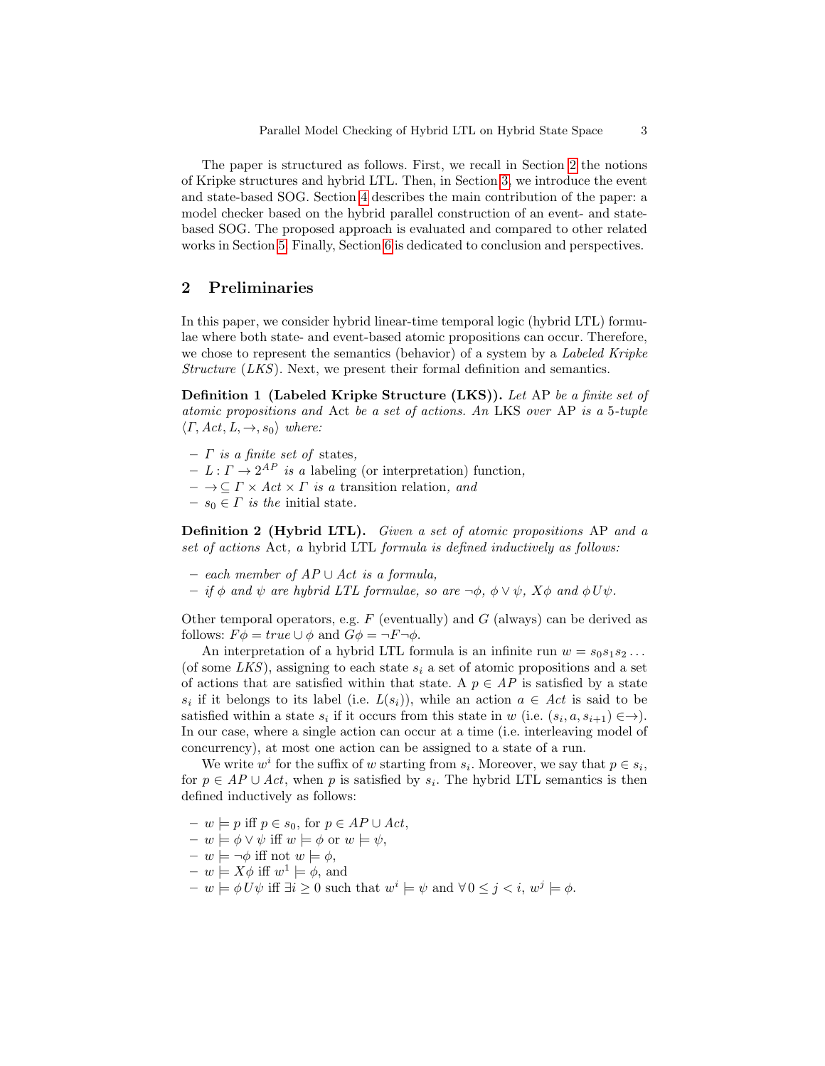The paper is structured as follows. First, we recall in Section 2 the notions of Kripke structures and hybrid LTL. Then, in Section 3, we introduce the event and state-based SOG. Section 4 describes the main contribution of the paper: a model checker based on the hybrid parallel construction of an event- and state-based SOG. The proposed approach is evaluated and compared to other related works in Section 5. Finally, Section 6 is dedicated to conclusion and perspectives.

## 2 Preliminaries

In this paper, we consider hybrid linear-time temporal logic (hybrid LTL) formulae where both state- and event-based atomic propositions can occur. Therefore, we chose to represent the semantics (behavior) of a system by a *Labeled Kripke Structure* (*LKS*). Next, we present their formal definition and semantics.

**Definition 1 (Labeled Kripke Structure (LKS)).** *Let* AP *be a finite set of atomic propositions and* Act *be a set of actions. An* LKS *over* AP *is a 5-tuple* $\langle \Gamma, Act, L, \rightarrow, s_0 \rangle$ *where:*

- $\Gamma$ *is a finite set of* states*,*
- $L : \Gamma \rightarrow 2^{AP}$ *is a* labeling (or interpretation) function*,*
- $\rightarrow \subseteq \Gamma \times Act \times \Gamma$ *is a* transition relation*, and*
- $s_0 \in \Gamma$ *is the* initial state*.*

**Definition 2 (Hybrid LTL).** *Given a set of atomic propositions* AP *and a set of actions* Act*, a* hybrid LTL *formula is defined inductively as follows:*

- *each member of* $AP \cup Act$ *is a formula,*
- *if* $\phi$ *and* $\psi$ *are hybrid LTL formulae, so are* $\neg\phi$*,* $\phi \vee \psi$*,* $X\phi$ *and* $\phi U \psi$*.*

Other temporal operators, e.g. $F$ (eventually) and $G$ (always) can be derived as follows: $F\phi = true \cup \phi$ and $G\phi = \neg F \neg \phi$.

An interpretation of a hybrid LTL formula is an infinite run $w = s_0 s_1 s_2 \ldots$ (of some *LKS*), assigning to each state $s_i$ a set of atomic propositions and a set of actions that are satisfied within that state. A $p \in AP$ is satisfied by a state $s_i$ if it belongs to its label (i.e. $L(s_i)$), while an action $a \in Act$ is said to be satisfied within a state $s_i$ if it occurs from this state in $w$ (i.e. $(s_i, a, s_{i+1}) \in \rightarrow$). In our case, where a single action can occur at a time (i.e. interleaving model of concurrency), at most one action can be assigned to a state of a run.

We write $w^i$ for the suffix of $w$ starting from $s_i$. Moreover, we say that $p \in s_i$, for $p \in AP \cup Act$, when $p$ is satisfied by $s_i$. The hybrid LTL semantics is then defined inductively as follows:

- $w \models p$ iff $p \in s_0$, for $p \in AP \cup Act$,
- $w \models \phi \vee \psi$ iff $w \models \phi$ or $w \models \psi$,
- $w \models \neg\phi$ iff not $w \models \phi$,
- $w \models X\phi$ iff $w^1 \models \phi$, and
- $w \models \phi U \psi$ iff $\exists i \geq 0$ such that $w^i \models \psi$ and $\forall\, 0 \leq j < i$, $w^j \models \phi$.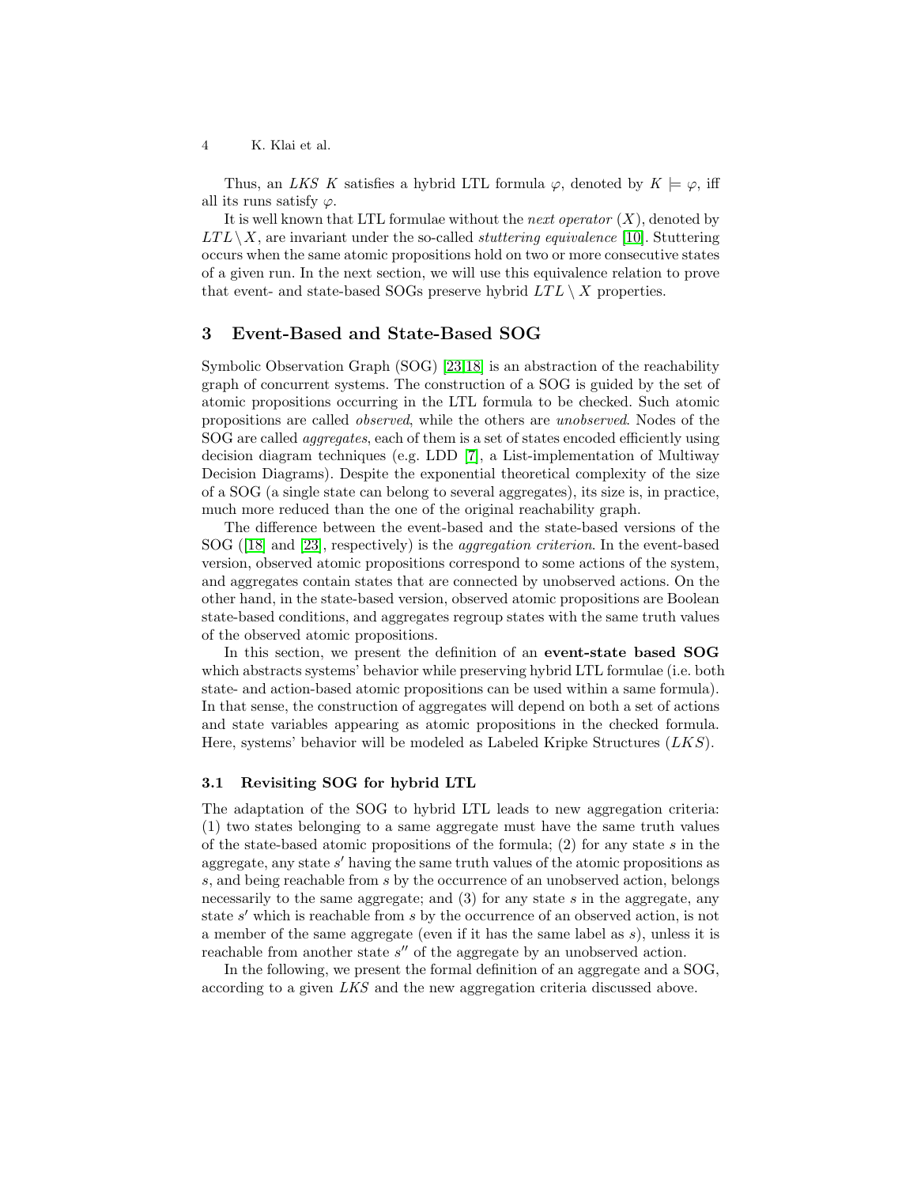Thus, an *LKS* $K$ satisfies a hybrid LTL formula $\varphi$, denoted by $K \models \varphi$, iff all its runs satisfy $\varphi$.

It is well known that LTL formulae without the *next operator* ($X$), denoted by $LTL \setminus X$, are invariant under the so-called *stuttering equivalence* [10]. Stuttering occurs when the same atomic propositions hold on two or more consecutive states of a given run. In the next section, we will use this equivalence relation to prove that event- and state-based SOGs preserve hybrid $LTL \setminus X$ properties.

## 3 Event-Based and State-Based SOG

Symbolic Observation Graph (SOG) [23,18] is an abstraction of the reachability graph of concurrent systems. The construction of a SOG is guided by the set of atomic propositions occurring in the LTL formula to be checked. Such atomic propositions are called *observed*, while the others are *unobserved*. Nodes of the SOG are called *aggregates*, each of them is a set of states encoded efficiently using decision diagram techniques (e.g. LDD [7], a List-implementation of Multiway Decision Diagrams). Despite the exponential theoretical complexity of the size of a SOG (a single state can belong to several aggregates), its size is, in practice, much more reduced than the one of the original reachability graph.

The difference between the event-based and the state-based versions of the SOG ([18] and [23], respectively) is the *aggregation criterion*. In the event-based version, observed atomic propositions correspond to some actions of the system, and aggregates contain states that are connected by unobserved actions. On the other hand, in the state-based version, observed atomic propositions are Boolean state-based conditions, and aggregates regroup states with the same truth values of the observed atomic propositions.

In this section, we present the definition of an **event-state based SOG** which abstracts systems' behavior while preserving hybrid LTL formulae (i.e. both state- and action-based atomic propositions can be used within a same formula). In that sense, the construction of aggregates will depend on both a set of actions and state variables appearing as atomic propositions in the checked formula. Here, systems' behavior will be modeled as Labeled Kripke Structures (*LKS*).

### 3.1 Revisiting SOG for hybrid LTL

The adaptation of the SOG to hybrid LTL leads to new aggregation criteria: (1) two states belonging to a same aggregate must have the same truth values of the state-based atomic propositions of the formula; (2) for any state $s$ in the aggregate, any state $s'$ having the same truth values of the atomic propositions as $s$, and being reachable from $s$ by the occurrence of an unobserved action, belongs necessarily to the same aggregate; and (3) for any state $s$ in the aggregate, any state $s'$ which is reachable from $s$ by the occurrence of an observed action, is not a member of the same aggregate (even if it has the same label as $s$), unless it is reachable from another state $s''$ of the aggregate by an unobserved action.

In the following, we present the formal definition of an aggregate and a SOG, according to a given *LKS* and the new aggregation criteria discussed above.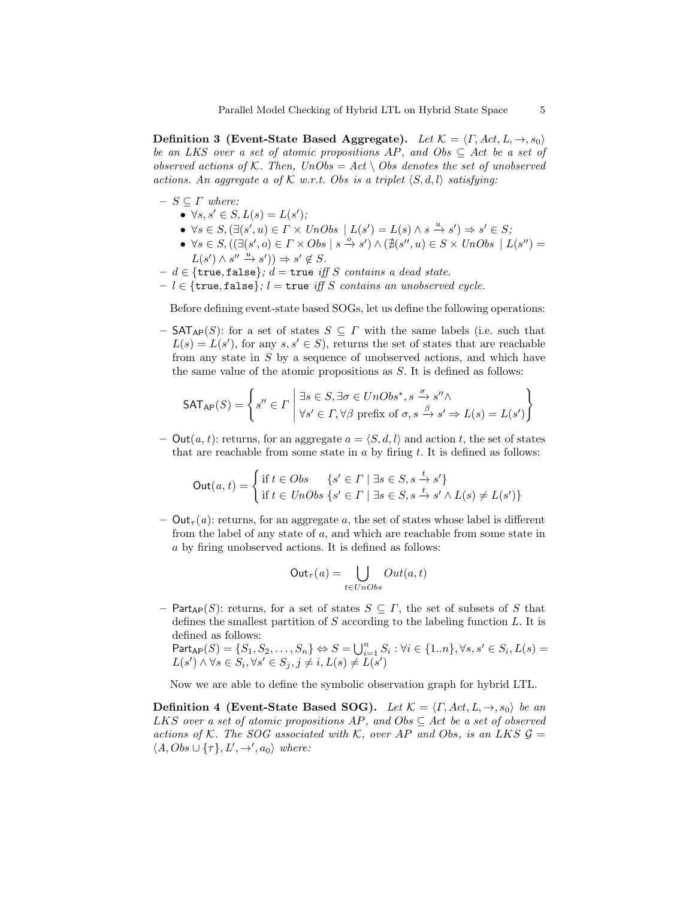**Definition 3 (Event-State Based Aggregate).** *Let $\mathcal{K} = \langle \Gamma, Act, L, \rightarrow, s_0 \rangle$ be an LKS over a set of atomic propositions AP, and $Obs \subseteq Act$ be a set of observed actions of $\mathcal{K}$. Then, $UnObs = Act \setminus Obs$ denotes the set of unobserved actions. An aggregate a of $\mathcal{K}$ w.r.t. Obs is a triplet $\langle S, d, l \rangle$ satisfying:*

- $S \subseteq \Gamma$ *where:*
  - $\forall s, s' \in S, L(s) = L(s')$*;*
  - $\forall s \in S, (\exists (s', u) \in \Gamma \times UnObs \mid L(s') = L(s) \wedge s \xrightarrow{u} s') \Rightarrow s' \in S$*;*
  - $\forall s \in S, ((\exists (s', o) \in \Gamma \times Obs \mid s \xrightarrow{o} s') \wedge (\nexists (s'', u) \in S \times UnObs \mid L(s'') = L(s') \wedge s'' \xrightarrow{u} s')) \Rightarrow s' \notin S$*.*
- $d \in \{\texttt{true}, \texttt{false}\}$*;* $d = \texttt{true}$ *iff S contains a dead state.*
- $l \in \{\texttt{true}, \texttt{false}\}$*;* $l = \texttt{true}$ *iff S contains an unobserved cycle.*

Before defining event-state based SOGs, let us define the following operations:

- $\mathsf{SAT}_{\mathsf{AP}}(S)$: for a set of states $S \subseteq \Gamma$ with the same labels (i.e. such that $L(s) = L(s')$, for any $s, s' \in S$), returns the set of states that are reachable from any state in $S$ by a sequence of unobserved actions, and which have the same value of the atomic propositions as $S$. It is defined as follows:

$$\mathsf{SAT}_{\mathsf{AP}}(S) = \left\{ s'' \in \Gamma \;\middle|\; \begin{array}{l} \exists s \in S, \exists \sigma \in UnObs^*, s \xrightarrow{\sigma} s'' \wedge \\ \forall s' \in \Gamma, \forall \beta \text{ prefix of } \sigma, s \xrightarrow{\beta} s' \Rightarrow L(s) = L(s') \end{array} \right\}$$

- $\mathsf{Out}(a, t)$: returns, for an aggregate $a = \langle S, d, l \rangle$ and action $t$, the set of states that are reachable from some state in $a$ by firing $t$. It is defined as follows:

$$\mathsf{Out}(a, t) = \begin{cases} \text{if } t \in Obs \quad\; \{s' \in \Gamma \mid \exists s \in S, s \xrightarrow{t} s'\} \\ \text{if } t \in UnObs \; \{s' \in \Gamma \mid \exists s \in S, s \xrightarrow{t} s' \wedge L(s) \neq L(s')\} \end{cases}$$

- $\mathsf{Out}_\tau(a)$: returns, for an aggregate $a$, the set of states whose label is different from the label of any state of $a$, and which are reachable from some state in $a$ by firing unobserved actions. It is defined as follows:

$$\mathsf{Out}_\tau(a) = \bigcup_{t \in UnObs} Out(a, t)$$

- $\mathsf{Part}_{\mathsf{AP}}(S)$: returns, for a set of states $S \subseteq \Gamma$, the set of subsets of $S$ that defines the smallest partition of $S$ according to the labeling function $L$. It is defined as follows:
  $\mathsf{Part}_{\mathsf{AP}}(S) = \{S_1, S_2, \ldots, S_n\} \Leftrightarrow S = \bigcup_{i=1}^{n} S_i : \forall i \in \{1..n\}, \forall s, s' \in S_i, L(s) = L(s') \wedge \forall s \in S_i, \forall s' \in S_j, j \neq i, L(s) \neq L(s')$

Now we are able to define the symbolic observation graph for hybrid LTL.

**Definition 4 (Event-State Based SOG).** *Let $\mathcal{K} = \langle \Gamma, Act, L, \rightarrow, s_0 \rangle$ be an LKS over a set of atomic propositions AP, and $Obs \subseteq Act$ be a set of observed actions of $\mathcal{K}$. The SOG associated with $\mathcal{K}$, over AP and Obs, is an LKS $\mathcal{G} = \langle A, Obs \cup \{\tau\}, L', \rightarrow', a_0 \rangle$ where:*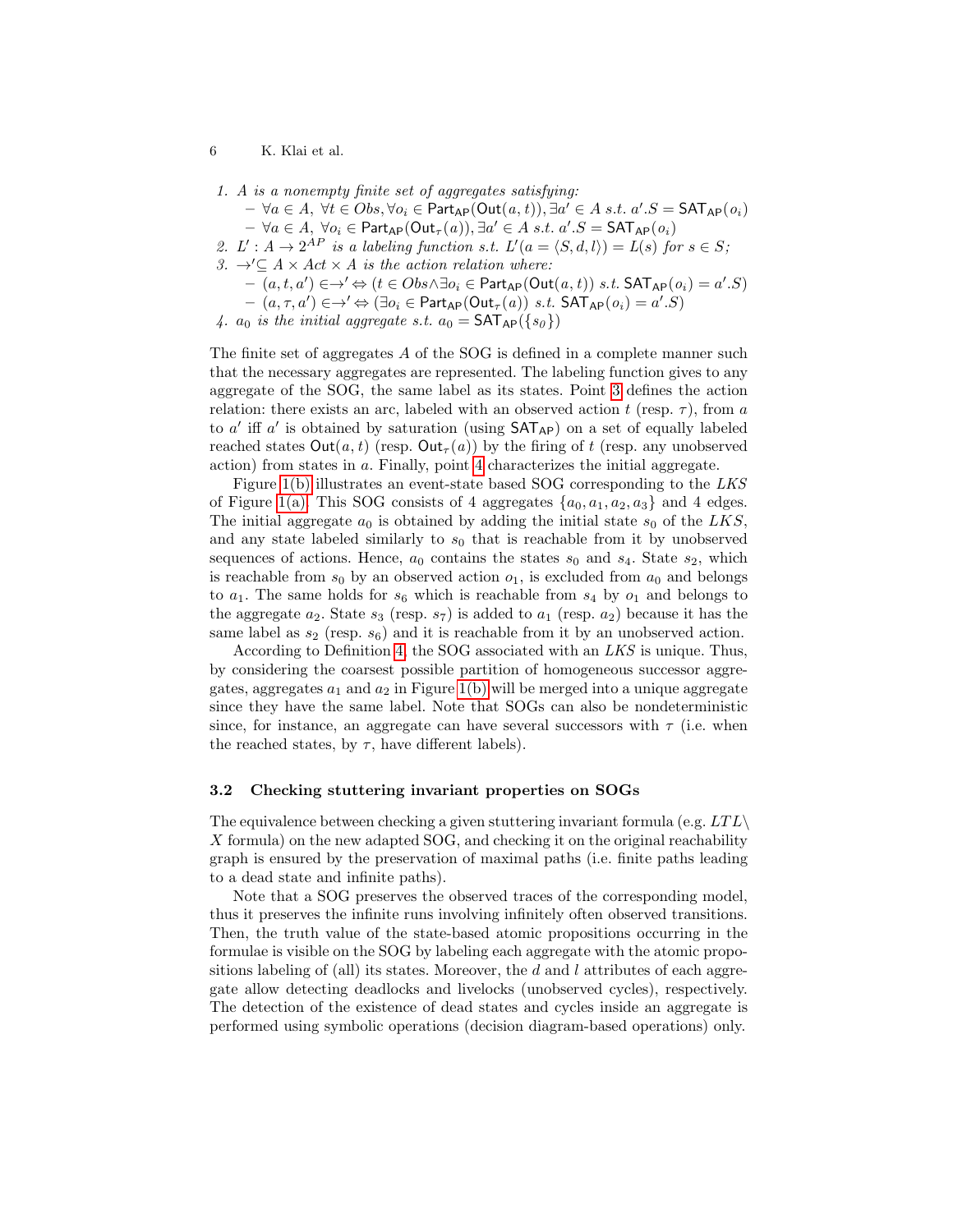1. *A is a nonempty finite set of aggregates satisfying:*
   - $\forall a \in A,\ \forall t \in Obs, \forall o_i \in \mathsf{Part}_{\mathsf{AP}}(\mathsf{Out}(a,t)), \exists a' \in A\ s.t.\ a'.S = \mathsf{SAT}_{\mathsf{AP}}(o_i)$
   - $\forall a \in A,\ \forall o_i \in \mathsf{Part}_{\mathsf{AP}}(\mathsf{Out}_\tau(a)), \exists a' \in A\ s.t.\ a'.S = \mathsf{SAT}_{\mathsf{AP}}(o_i)$
2. *$L' : A \rightarrow 2^{AP}$ is a labeling function s.t. $L'(a = \langle S, d, l\rangle) = L(s)$ for $s \in S$;*
3. *$\rightarrow' \subseteq A \times Act \times A$ is the action relation where:*
   - $(a, t, a') \in \rightarrow' \Leftrightarrow (t \in Obs \wedge \exists o_i \in \mathsf{Part}_{\mathsf{AP}}(\mathsf{Out}(a,t))\ s.t.\ \mathsf{SAT}_{\mathsf{AP}}(o_i) = a'.S)$
   - $(a, \tau, a') \in \rightarrow' \Leftrightarrow (\exists o_i \in \mathsf{Part}_{\mathsf{AP}}(\mathsf{Out}_\tau(a))\ s.t.\ \mathsf{SAT}_{\mathsf{AP}}(o_i) = a'.S)$
4. *$a_0$ is the initial aggregate s.t. $a_0 = \mathsf{SAT}_{\mathsf{AP}}(\{s_0\})$*

The finite set of aggregates $A$ of the SOG is defined in a complete manner such that the necessary aggregates are represented. The labeling function gives to any aggregate of the SOG, the same label as its states. Point 3 defines the action relation: there exists an arc, labeled with an observed action $t$ (resp. $\tau$), from $a$ to $a'$ iff $a'$ is obtained by saturation (using $\mathsf{SAT}_{\mathsf{AP}}$) on a set of equally labeled reached states $\mathsf{Out}(a,t)$ (resp. $\mathsf{Out}_\tau(a)$) by the firing of $t$ (resp. any unobserved action) from states in $a$. Finally, point 4 characterizes the initial aggregate.

Figure 1(b) illustrates an event-state based SOG corresponding to the *LKS* of Figure 1(a). This SOG consists of 4 aggregates $\{a_0, a_1, a_2, a_3\}$ and 4 edges. The initial aggregate $a_0$ is obtained by adding the initial state $s_0$ of the *LKS*, and any state labeled similarly to $s_0$ that is reachable from it by unobserved sequences of actions. Hence, $a_0$ contains the states $s_0$ and $s_4$. State $s_2$, which is reachable from $s_0$ by an observed action $o_1$, is excluded from $a_0$ and belongs to $a_1$. The same holds for $s_6$ which is reachable from $s_4$ by $o_1$ and belongs to the aggregate $a_2$. State $s_3$ (resp. $s_7$) is added to $a_1$ (resp. $a_2$) because it has the same label as $s_2$ (resp. $s_6$) and it is reachable from it by an unobserved action.

According to Definition 4, the SOG associated with an *LKS* is unique. Thus, by considering the coarsest possible partition of homogeneous successor aggregates, aggregates $a_1$ and $a_2$ in Figure 1(b) will be merged into a unique aggregate since they have the same label. Note that SOGs can also be nondeterministic since, for instance, an aggregate can have several successors with $\tau$ (i.e. when the reached states, by $\tau$, have different labels).

### 3.2 Checking stuttering invariant properties on SOGs

The equivalence between checking a given stuttering invariant formula (e.g. $LTL\setminus X$ formula) on the new adapted SOG, and checking it on the original reachability graph is ensured by the preservation of maximal paths (i.e. finite paths leading to a dead state and infinite paths).

Note that a SOG preserves the observed traces of the corresponding model, thus it preserves the infinite runs involving infinitely often observed transitions. Then, the truth value of the state-based atomic propositions occurring in the formulae is visible on the SOG by labeling each aggregate with the atomic propositions labeling of (all) its states. Moreover, the $d$ and $l$ attributes of each aggregate allow detecting deadlocks and livelocks (unobserved cycles), respectively. The detection of the existence of dead states and cycles inside an aggregate is performed using symbolic operations (decision diagram-based operations) only.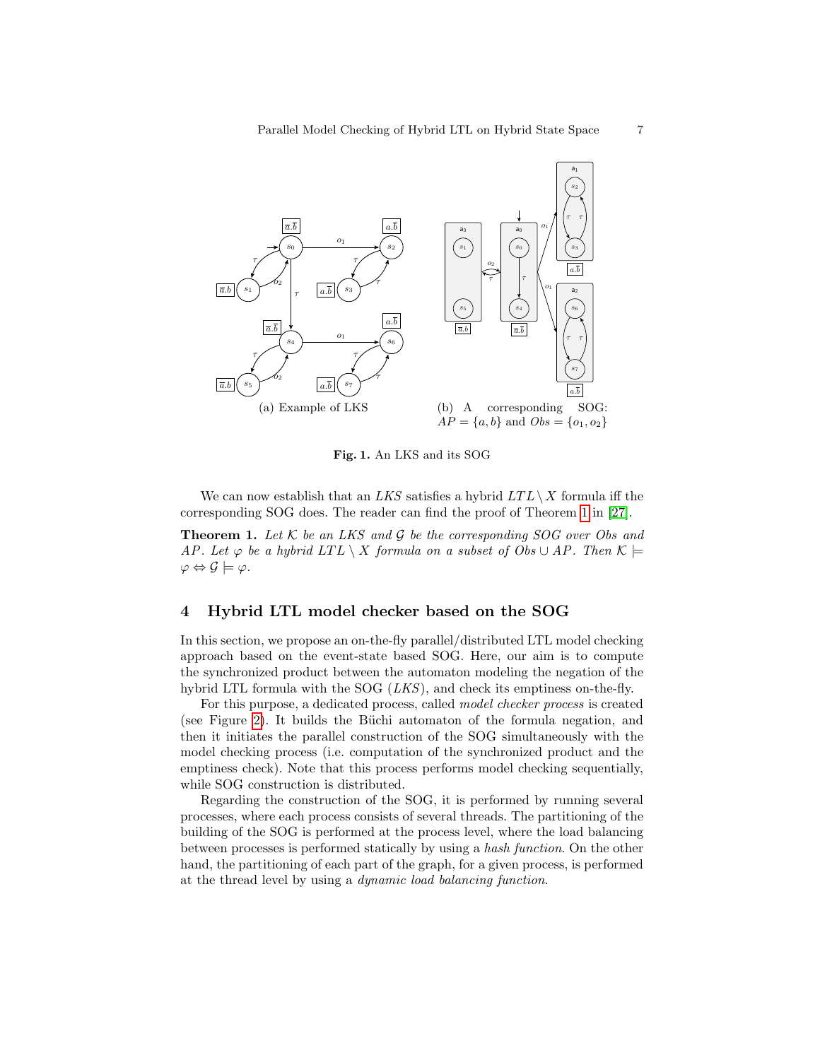(a) Example of LKS

(b) A corresponding SOG: $AP = \{a, b\}$ and $Obs = \{o_1, o_2\}$

**Fig. 1.** An LKS and its SOG

We can now establish that an *LKS* satisfies a hybrid $LTL \setminus X$ formula iff the corresponding SOG does. The reader can find the proof of Theorem 1 in [27].

**Theorem 1.** *Let $\mathcal{K}$ be an LKS and $\mathcal{G}$ be the corresponding SOG over Obs and AP. Let $\varphi$ be a hybrid $LTL \setminus X$ formula on a subset of $Obs \cup AP$. Then $\mathcal{K} \models \varphi \Leftrightarrow \mathcal{G} \models \varphi$.*

## 4 Hybrid LTL model checker based on the SOG

In this section, we propose an on-the-fly parallel/distributed LTL model checking approach based on the event-state based SOG. Here, our aim is to compute the synchronized product between the automaton modeling the negation of the hybrid LTL formula with the SOG (*LKS*), and check its emptiness on-the-fly.

For this purpose, a dedicated process, called *model checker process* is created (see Figure 2). It builds the Büchi automaton of the formula negation, and then it initiates the parallel construction of the SOG simultaneously with the model checking process (i.e. computation of the synchronized product and the emptiness check). Note that this process performs model checking sequentially, while SOG construction is distributed.

Regarding the construction of the SOG, it is performed by running several processes, where each process consists of several threads. The partitioning of the building of the SOG is performed at the process level, where the load balancing between processes is performed statically by using a *hash function*. On the other hand, the partitioning of each part of the graph, for a given process, is performed at the thread level by using a *dynamic load balancing function*.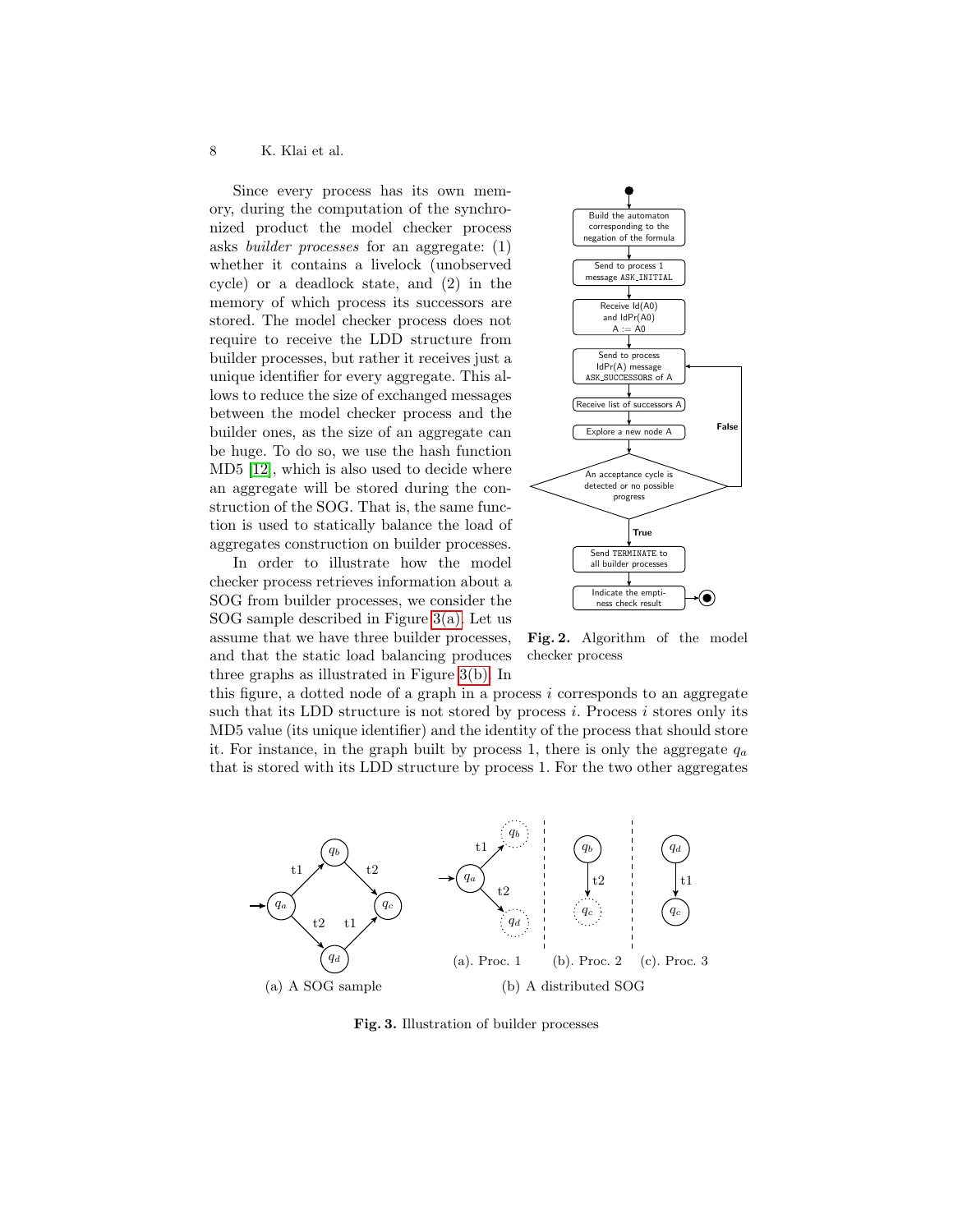Since every process has its own memory, during the computation of the synchronized product the model checker process asks *builder processes* for an aggregate: (1) whether it contains a livelock (unobserved cycle) or a deadlock state, and (2) in the memory of which process its successors are stored. The model checker process does not require to receive the LDD structure from builder processes, but rather it receives just a unique identifier for every aggregate. This allows to reduce the size of exchanged messages between the model checker process and the builder ones, as the size of an aggregate can be huge. To do so, we use the hash function MD5 [12], which is also used to decide where an aggregate will be stored during the construction of the SOG. That is, the same function is used to statically balance the load of aggregates construction on builder processes.

In order to illustrate how the model checker process retrieves information about a SOG from builder processes, we consider the SOG sample described in Figure 3(a). Let us assume that we have three builder processes, and that the static load balancing produces three graphs as illustrated in Figure 3(b). In this figure, a dotted node of a graph in a process $i$ corresponds to an aggregate such that its LDD structure is not stored by process $i$. Process $i$ stores only its MD5 value (its unique identifier) and the identity of the process that should store it. For instance, in the graph built by process 1, there is only the aggregate $q_a$ that is stored with its LDD structure by process 1. For the two other aggregates

**Fig. 2.** Algorithm of the model checker process

**Fig. 3.** Illustration of builder processes ((a) A SOG sample; (b) A distributed SOG: (a). Proc. 1, (b). Proc. 2, (c). Proc. 3)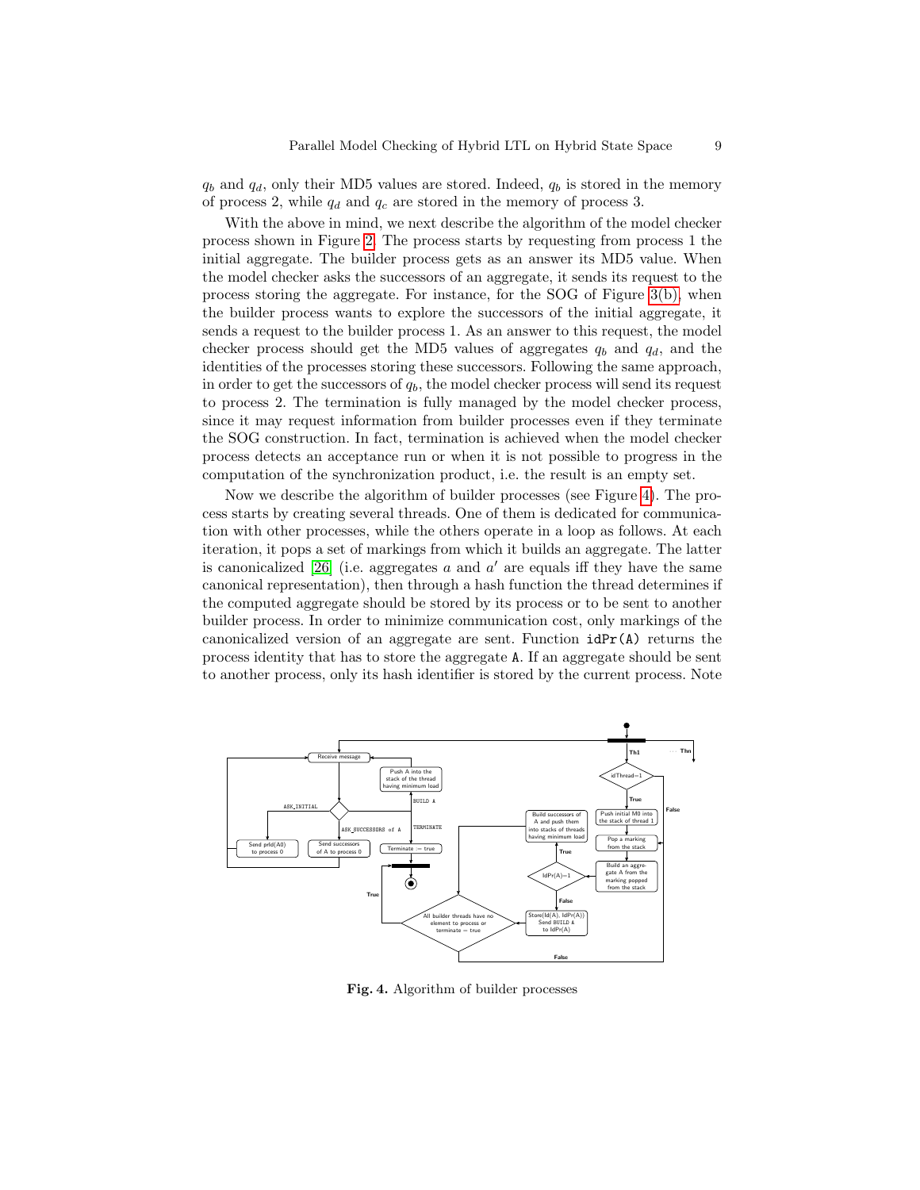$q_b$ and $q_d$, only their MD5 values are stored. Indeed, $q_b$ is stored in the memory of process 2, while $q_d$ and $q_c$ are stored in the memory of process 3.

With the above in mind, we next describe the algorithm of the model checker process shown in Figure 2. The process starts by requesting from process 1 the initial aggregate. The builder process gets as an answer its MD5 value. When the model checker asks the successors of an aggregate, it sends its request to the process storing the aggregate. For instance, for the SOG of Figure 3(b), when the builder process wants to explore the successors of the initial aggregate, it sends a request to the builder process 1. As an answer to this request, the model checker process should get the MD5 values of aggregates $q_b$ and $q_d$, and the identities of the processes storing these successors. Following the same approach, in order to get the successors of $q_b$, the model checker process will send its request to process 2. The termination is fully managed by the model checker process, since it may request information from builder processes even if they terminate the SOG construction. In fact, termination is achieved when the model checker process detects an acceptance run or when it is not possible to progress in the computation of the synchronization product, i.e. the result is an empty set.

Now we describe the algorithm of builder processes (see Figure 4). The process starts by creating several threads. One of them is dedicated for communication with other processes, while the others operate in a loop as follows. At each iteration, it pops a set of markings from which it builds an aggregate. The latter is canonicalized [26] (i.e. aggregates $a$ and $a'$ are equals iff they have the same canonical representation), then through a hash function the thread determines if the computed aggregate should be stored by its process or to be sent to another builder process. In order to minimize communication cost, only markings of the canonicalized version of an aggregate are sent. Function `idPr(A)` returns the process identity that has to store the aggregate `A`. If an aggregate should be sent to another process, only its hash identifier is stored by the current process. Note

**Fig. 4.** Algorithm of builder processes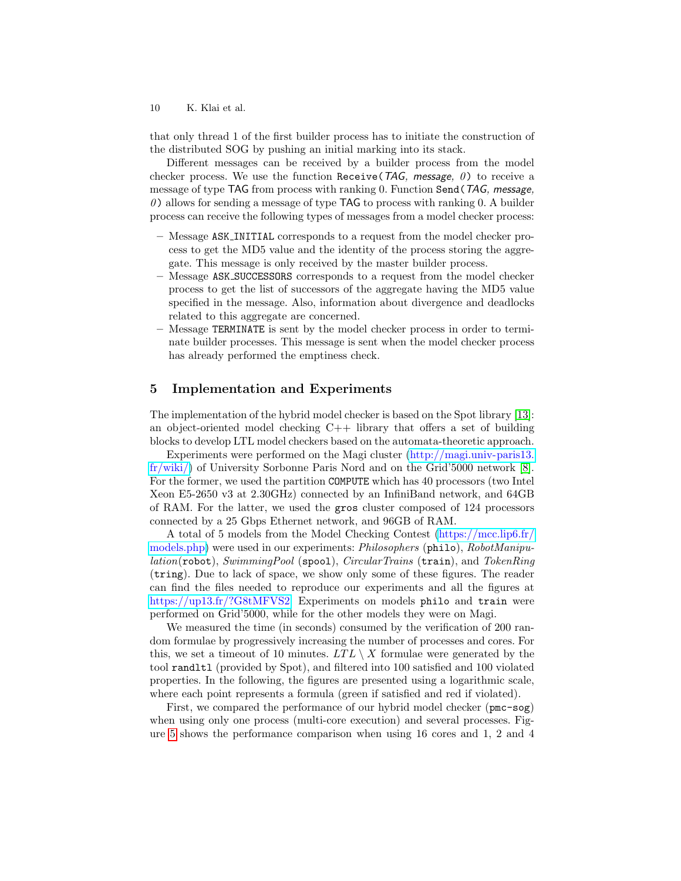that only thread 1 of the first builder process has to initiate the construction of the distributed SOG by pushing an initial marking into its stack.

Different messages can be received by a builder process from the model checker process. We use the function `Receive(`*TAG, message, 0*`)` to receive a message of type TAG from process with ranking 0. Function `Send(`*TAG, message, 0*`)` allows for sending a message of type TAG to process with ranking 0. A builder process can receive the following types of messages from a model checker process:

- Message `ASK_INITIAL` corresponds to a request from the model checker process to get the MD5 value and the identity of the process storing the aggregate. This message is only received by the master builder process.
- Message `ASK_SUCCESSORS` corresponds to a request from the model checker process to get the list of successors of the aggregate having the MD5 value specified in the message. Also, information about divergence and deadlocks related to this aggregate are concerned.
- Message `TERMINATE` is sent by the model checker process in order to terminate builder processes. This message is sent when the model checker process has already performed the emptiness check.

## 5 Implementation and Experiments

The implementation of the hybrid model checker is based on the Spot library [13]: an object-oriented model checking C++ library that offers a set of building blocks to develop LTL model checkers based on the automata-theoretic approach.

Experiments were performed on the Magi cluster (http://magi.univ-paris13.fr/wiki/) of University Sorbonne Paris Nord and on the Grid'5000 network [8]. For the former, we used the partition `COMPUTE` which has 40 processors (two Intel Xeon E5-2650 v3 at 2.30GHz) connected by an InfiniBand network, and 64GB of RAM. For the latter, we used the `gros` cluster composed of 124 processors connected by a 25 Gbps Ethernet network, and 96GB of RAM.

A total of 5 models from the Model Checking Contest (https://mcc.lip6.fr/models.php) were used in our experiments: *Philosophers* (`philo`), *RobotManipulation*(`robot`), *SwimmingPool* (`spool`), *CircularTrains* (`train`), and *TokenRing* (`tring`). Due to lack of space, we show only some of these figures. The reader can find the files needed to reproduce our experiments and all the figures at https://up13.fr/?G8tMFVS2. Experiments on models `philo` and `train` were performed on Grid'5000, while for the other models they were on Magi.

We measured the time (in seconds) consumed by the verification of 200 random formulae by progressively increasing the number of processes and cores. For this, we set a timeout of 10 minutes. $LTL \setminus X$ formulae were generated by the tool `randltl` (provided by Spot), and filtered into 100 satisfied and 100 violated properties. In the following, the figures are presented using a logarithmic scale, where each point represents a formula (green if satisfied and red if violated).

First, we compared the performance of our hybrid model checker (`pmc-sog`) when using only one process (multi-core execution) and several processes. Figure 5 shows the performance comparison when using 16 cores and 1, 2 and 4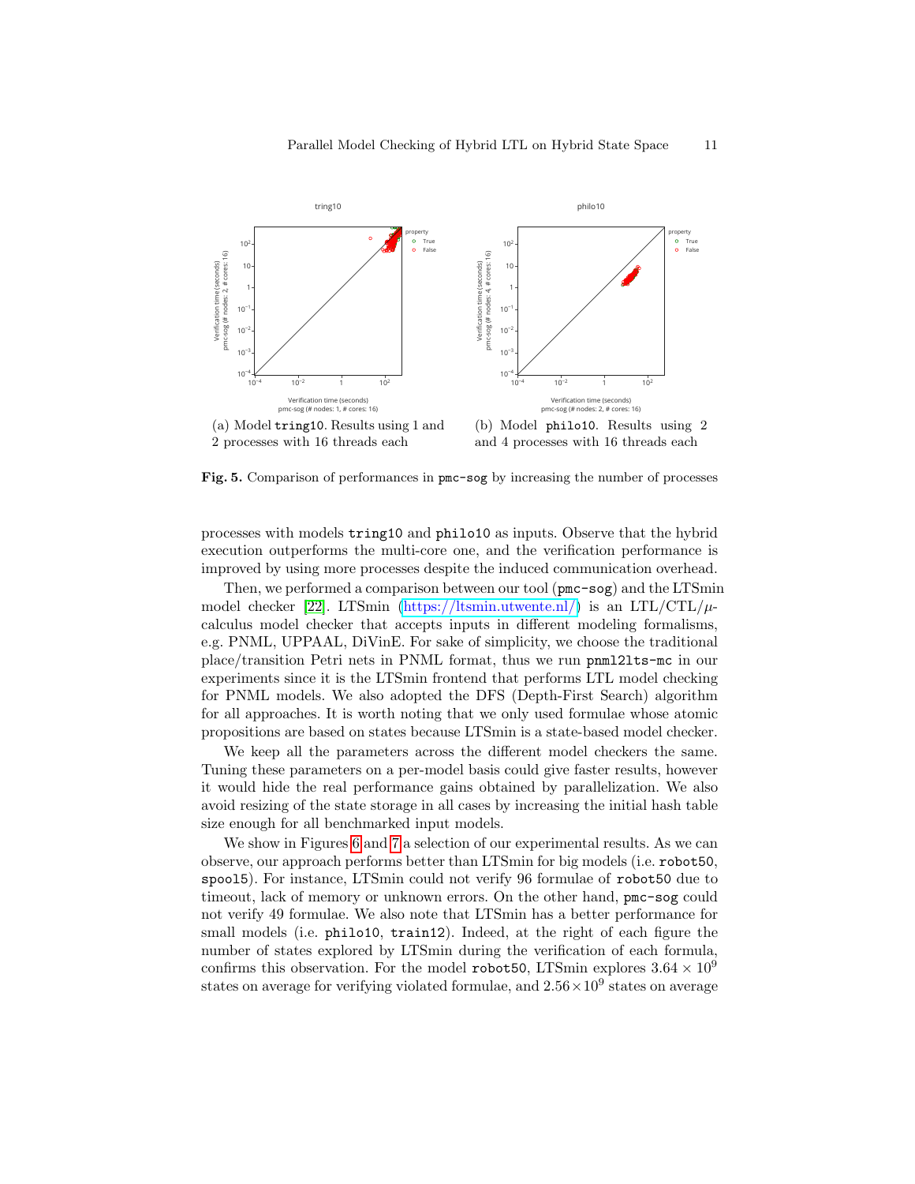(a) Model `tring10`. Results using 1 and 2 processes with 16 threads each

(b) Model `philo10`. Results using 2 and 4 processes with 16 threads each

**Fig. 5.** Comparison of performances in `pmc-sog` by increasing the number of processes

processes with models `tring10` and `philo10` as inputs. Observe that the hybrid execution outperforms the multi-core one, and the verification performance is improved by using more processes despite the induced communication overhead.

Then, we performed a comparison between our tool (`pmc-sog`) and the LTSmin model checker [22]. LTSmin (https://ltsmin.utwente.nl/) is an LTL/CTL/$\mu$-calculus model checker that accepts inputs in different modeling formalisms, e.g. PNML, UPPAAL, DiVinE. For sake of simplicity, we choose the traditional place/transition Petri nets in PNML format, thus we run `pnml2lts-mc` in our experiments since it is the LTSmin frontend that performs LTL model checking for PNML models. We also adopted the DFS (Depth-First Search) algorithm for all approaches. It is worth noting that we only used formulae whose atomic propositions are based on states because LTSmin is a state-based model checker.

We keep all the parameters across the different model checkers the same. Tuning these parameters on a per-model basis could give faster results, however it would hide the real performance gains obtained by parallelization. We also avoid resizing of the state storage in all cases by increasing the initial hash table size enough for all benchmarked input models.

We show in Figures 6 and 7 a selection of our experimental results. As we can observe, our approach performs better than LTSmin for big models (i.e. `robot50`, `spool5`). For instance, LTSmin could not verify 96 formulae of `robot50` due to timeout, lack of memory or unknown errors. On the other hand, `pmc-sog` could not verify 49 formulae. We also note that LTSmin has a better performance for small models (i.e. `philo10`, `train12`). Indeed, at the right of each figure the number of states explored by LTSmin during the verification of each formula, confirms this observation. For the model `robot50`, LTSmin explores $3.64 \times 10^9$ states on average for verifying violated formulae, and $2.56 \times 10^9$ states on average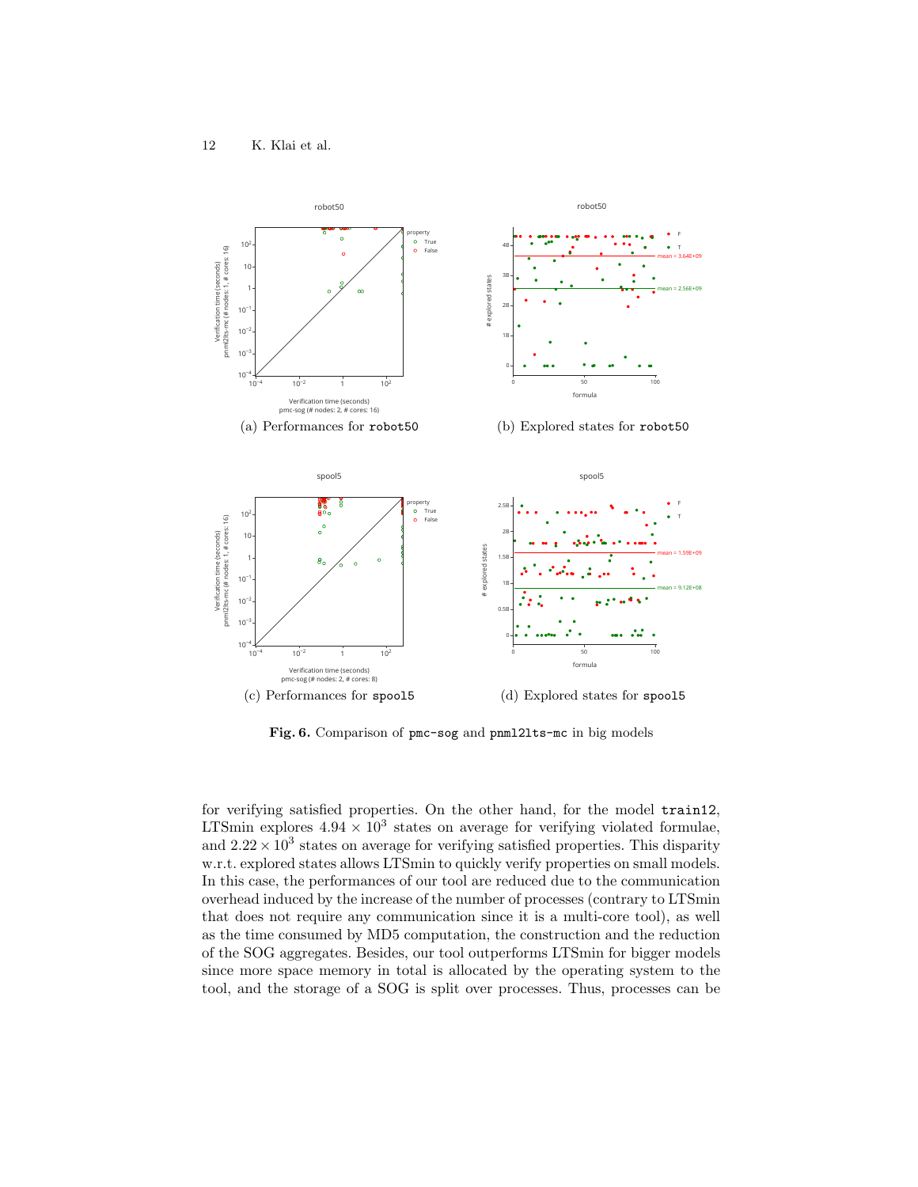(a) Performances for `robot50`

(b) Explored states for `robot50`

(c) Performances for `spool5`

(d) Explored states for `spool5`

**Fig. 6.** Comparison of `pmc-sog` and `pnml2lts-mc` in big models

for verifying satisfied properties. On the other hand, for the model `train12`, LTSmin explores $4.94 \times 10^3$ states on average for verifying violated formulae, and $2.22 \times 10^3$ states on average for verifying satisfied properties. This disparity w.r.t. explored states allows LTSmin to quickly verify properties on small models. In this case, the performances of our tool are reduced due to the communication overhead induced by the increase of the number of processes (contrary to LTSmin that does not require any communication since it is a multi-core tool), as well as the time consumed by MD5 computation, the construction and the reduction of the SOG aggregates. Besides, our tool outperforms LTSmin for bigger models since more space memory in total is allocated by the operating system to the tool, and the storage of a SOG is split over processes. Thus, processes can be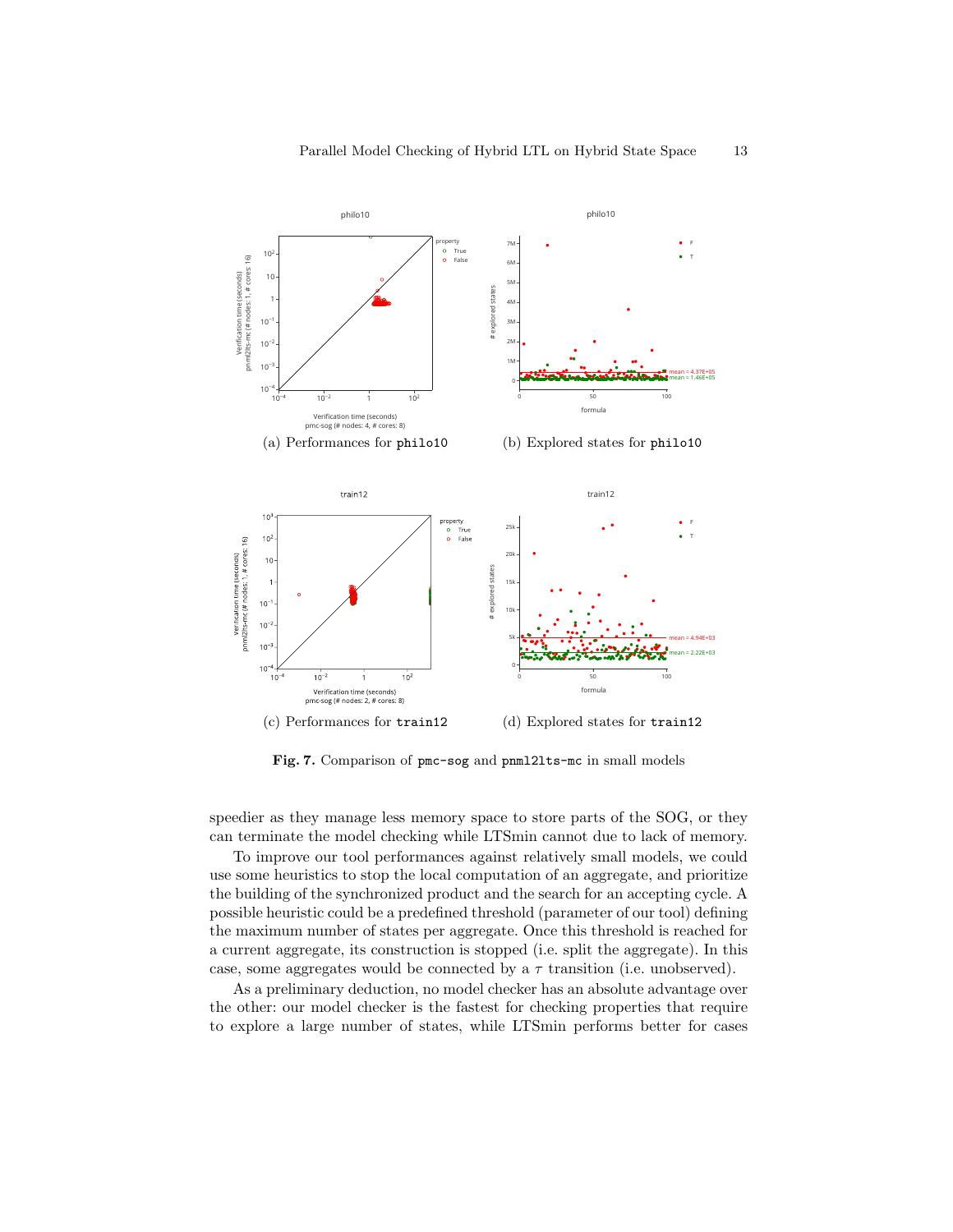(a) Performances for `philo10`

(b) Explored states for `philo10`

(c) Performances for `train12`

(d) Explored states for `train12`

**Fig. 7.** Comparison of `pmc-sog` and `pnml2lts-mc` in small models

speedier as they manage less memory space to store parts of the SOG, or they can terminate the model checking while LTSmin cannot due to lack of memory.

To improve our tool performances against relatively small models, we could use some heuristics to stop the local computation of an aggregate, and prioritize the building of the synchronized product and the search for an accepting cycle. A possible heuristic could be a predefined threshold (parameter of our tool) defining the maximum number of states per aggregate. Once this threshold is reached for a current aggregate, its construction is stopped (i.e. split the aggregate). In this case, some aggregates would be connected by a $\tau$ transition (i.e. unobserved).

As a preliminary deduction, no model checker has an absolute advantage over the other: our model checker is the fastest for checking properties that require to explore a large number of states, while LTSmin performs better for cases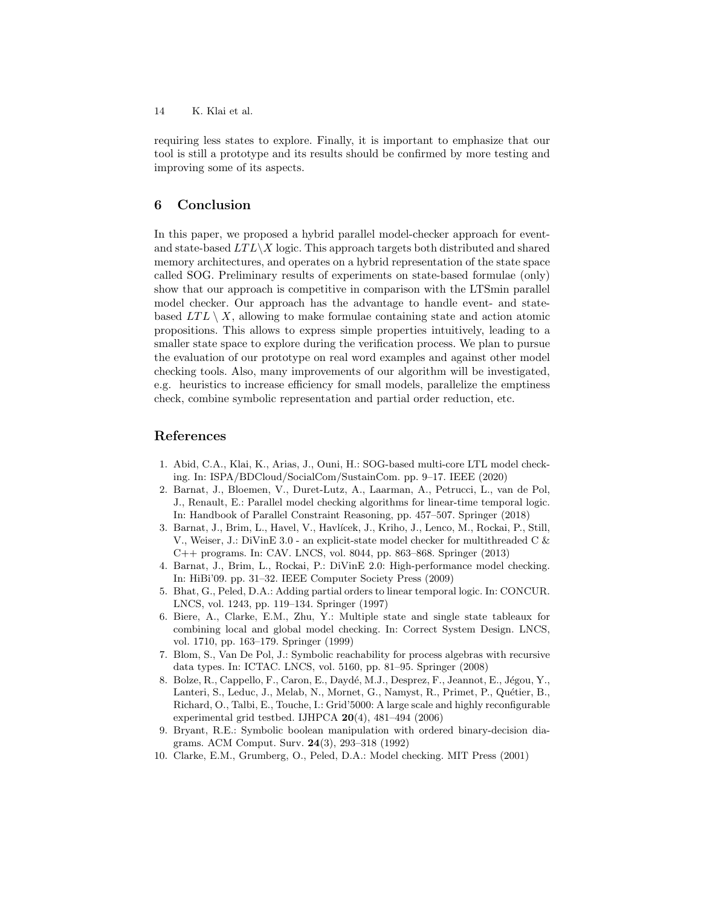requiring less states to explore. Finally, it is important to emphasize that our tool is still a prototype and its results should be confirmed by more testing and improving some of its aspects.

## 6 Conclusion

In this paper, we proposed a hybrid parallel model-checker approach for event- and state-based $LTL\backslash X$ logic. This approach targets both distributed and shared memory architectures, and operates on a hybrid representation of the state space called SOG. Preliminary results of experiments on state-based formulae (only) show that our approach is competitive in comparison with the LTSmin parallel model checker. Our approach has the advantage to handle event- and state-based $LTL \setminus X$, allowing to make formulae containing state and action atomic propositions. This allows to express simple properties intuitively, leading to a smaller state space to explore during the verification process. We plan to pursue the evaluation of our prototype on real word examples and against other model checking tools. Also, many improvements of our algorithm will be investigated, e.g. heuristics to increase efficiency for small models, parallelize the emptiness check, combine symbolic representation and partial order reduction, etc.

## References

1. Abid, C.A., Klai, K., Arias, J., Ouni, H.: SOG-based multi-core LTL model checking. In: ISPA/BDCloud/SocialCom/SustainCom. pp. 9–17. IEEE (2020)
2. Barnat, J., Bloemen, V., Duret-Lutz, A., Laarman, A., Petrucci, L., van de Pol, J., Renault, E.: Parallel model checking algorithms for linear-time temporal logic. In: Handbook of Parallel Constraint Reasoning, pp. 457–507. Springer (2018)
3. Barnat, J., Brim, L., Havel, V., Havlícek, J., Kriho, J., Lenco, M., Rockai, P., Still, V., Weiser, J.: DiVinE 3.0 - an explicit-state model checker for multithreaded C & C++ programs. In: CAV. LNCS, vol. 8044, pp. 863–868. Springer (2013)
4. Barnat, J., Brim, L., Rockai, P.: DiVinE 2.0: High-performance model checking. In: HiBi'09. pp. 31–32. IEEE Computer Society Press (2009)
5. Bhat, G., Peled, D.A.: Adding partial orders to linear temporal logic. In: CONCUR. LNCS, vol. 1243, pp. 119–134. Springer (1997)
6. Biere, A., Clarke, E.M., Zhu, Y.: Multiple state and single state tableaux for combining local and global model checking. In: Correct System Design. LNCS, vol. 1710, pp. 163–179. Springer (1999)
7. Blom, S., Van De Pol, J.: Symbolic reachability for process algebras with recursive data types. In: ICTAC. LNCS, vol. 5160, pp. 81–95. Springer (2008)
8. Bolze, R., Cappello, F., Caron, E., Daydé, M.J., Desprez, F., Jeannot, E., Jégou, Y., Lanteri, S., Leduc, J., Melab, N., Mornet, G., Namyst, R., Primet, P., Quétier, B., Richard, O., Talbi, E., Touche, I.: Grid'5000: A large scale and highly reconfigurable experimental grid testbed. IJHPCA **20**(4), 481–494 (2006)
9. Bryant, R.E.: Symbolic boolean manipulation with ordered binary-decision diagrams. ACM Comput. Surv. **24**(3), 293–318 (1992)
10. Clarke, E.M., Grumberg, O., Peled, D.A.: Model checking. MIT Press (2001)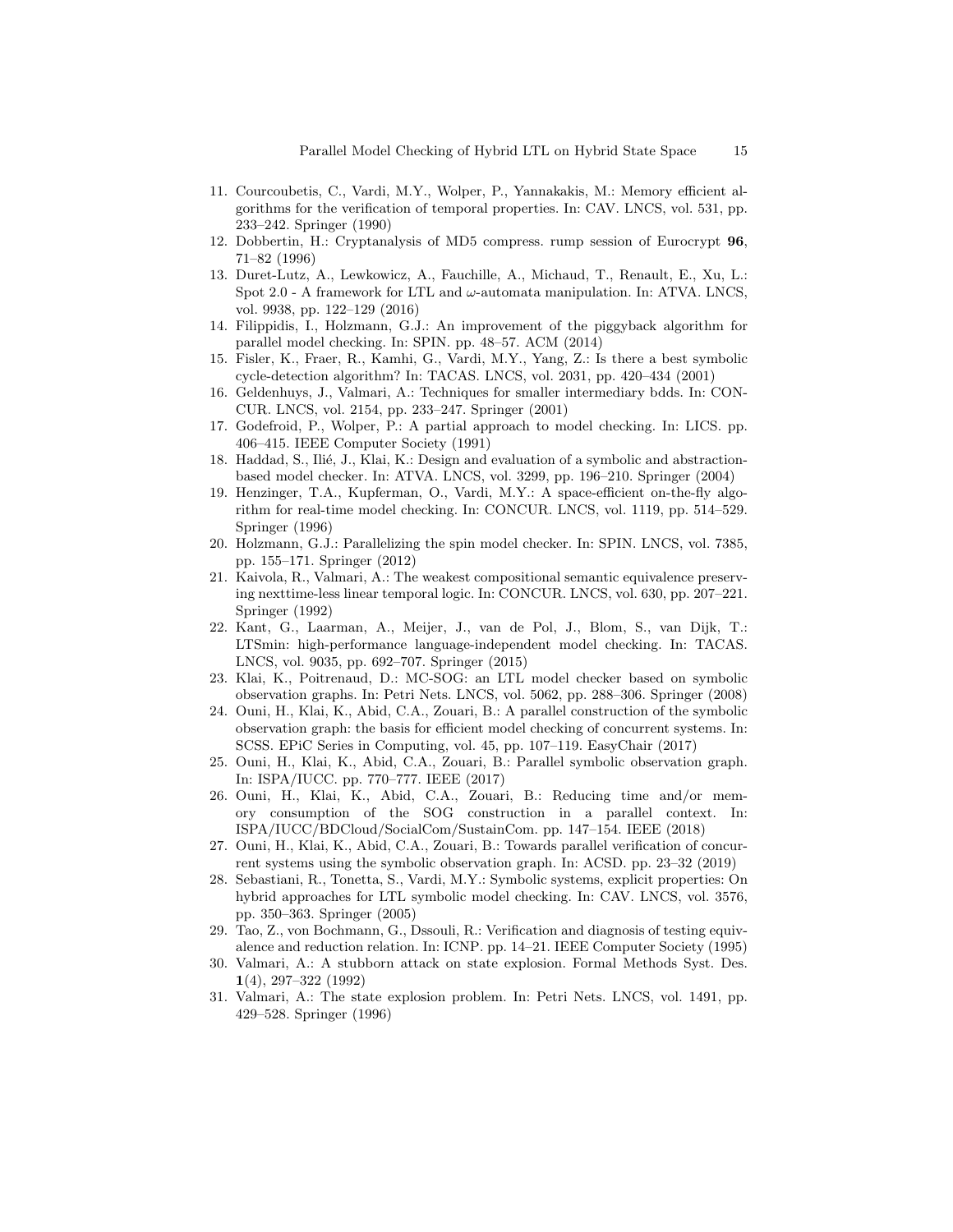11. Courcoubetis, C., Vardi, M.Y., Wolper, P., Yannakakis, M.: Memory efficient algorithms for the verification of temporal properties. In: CAV. LNCS, vol. 531, pp. 233–242. Springer (1990)
12. Dobbertin, H.: Cryptanalysis of MD5 compress. rump session of Eurocrypt **96**, 71–82 (1996)
13. Duret-Lutz, A., Lewkowicz, A., Fauchille, A., Michaud, T., Renault, E., Xu, L.: Spot 2.0 - A framework for LTL and $\omega$-automata manipulation. In: ATVA. LNCS, vol. 9938, pp. 122–129 (2016)
14. Filippidis, I., Holzmann, G.J.: An improvement of the piggyback algorithm for parallel model checking. In: SPIN. pp. 48–57. ACM (2014)
15. Fisler, K., Fraer, R., Kamhi, G., Vardi, M.Y., Yang, Z.: Is there a best symbolic cycle-detection algorithm? In: TACAS. LNCS, vol. 2031, pp. 420–434 (2001)
16. Geldenhuys, J., Valmari, A.: Techniques for smaller intermediary bdds. In: CONCUR. LNCS, vol. 2154, pp. 233–247. Springer (2001)
17. Godefroid, P., Wolper, P.: A partial approach to model checking. In: LICS. pp. 406–415. IEEE Computer Society (1991)
18. Haddad, S., Ilié, J., Klai, K.: Design and evaluation of a symbolic and abstraction-based model checker. In: ATVA. LNCS, vol. 3299, pp. 196–210. Springer (2004)
19. Henzinger, T.A., Kupferman, O., Vardi, M.Y.: A space-efficient on-the-fly algorithm for real-time model checking. In: CONCUR. LNCS, vol. 1119, pp. 514–529. Springer (1996)
20. Holzmann, G.J.: Parallelizing the spin model checker. In: SPIN. LNCS, vol. 7385, pp. 155–171. Springer (2012)
21. Kaivola, R., Valmari, A.: The weakest compositional semantic equivalence preserving nexttime-less linear temporal logic. In: CONCUR. LNCS, vol. 630, pp. 207–221. Springer (1992)
22. Kant, G., Laarman, A., Meijer, J., van de Pol, J., Blom, S., van Dijk, T.: LTSmin: high-performance language-independent model checking. In: TACAS. LNCS, vol. 9035, pp. 692–707. Springer (2015)
23. Klai, K., Poitrenaud, D.: MC-SOG: an LTL model checker based on symbolic observation graphs. In: Petri Nets. LNCS, vol. 5062, pp. 288–306. Springer (2008)
24. Ouni, H., Klai, K., Abid, C.A., Zouari, B.: A parallel construction of the symbolic observation graph: the basis for efficient model checking of concurrent systems. In: SCSS. EPiC Series in Computing, vol. 45, pp. 107–119. EasyChair (2017)
25. Ouni, H., Klai, K., Abid, C.A., Zouari, B.: Parallel symbolic observation graph. In: ISPA/IUCC. pp. 770–777. IEEE (2017)
26. Ouni, H., Klai, K., Abid, C.A., Zouari, B.: Reducing time and/or memory consumption of the SOG construction in a parallel context. In: ISPA/IUCC/BDCloud/SocialCom/SustainCom. pp. 147–154. IEEE (2018)
27. Ouni, H., Klai, K., Abid, C.A., Zouari, B.: Towards parallel verification of concurrent systems using the symbolic observation graph. In: ACSD. pp. 23–32 (2019)
28. Sebastiani, R., Tonetta, S., Vardi, M.Y.: Symbolic systems, explicit properties: On hybrid approaches for LTL symbolic model checking. In: CAV. LNCS, vol. 3576, pp. 350–363. Springer (2005)
29. Tao, Z., von Bochmann, G., Dssouli, R.: Verification and diagnosis of testing equivalence and reduction relation. In: ICNP. pp. 14–21. IEEE Computer Society (1995)
30. Valmari, A.: A stubborn attack on state explosion. Formal Methods Syst. Des. **1**(4), 297–322 (1992)
31. Valmari, A.: The state explosion problem. In: Petri Nets. LNCS, vol. 1491, pp. 429–528. Springer (1996)